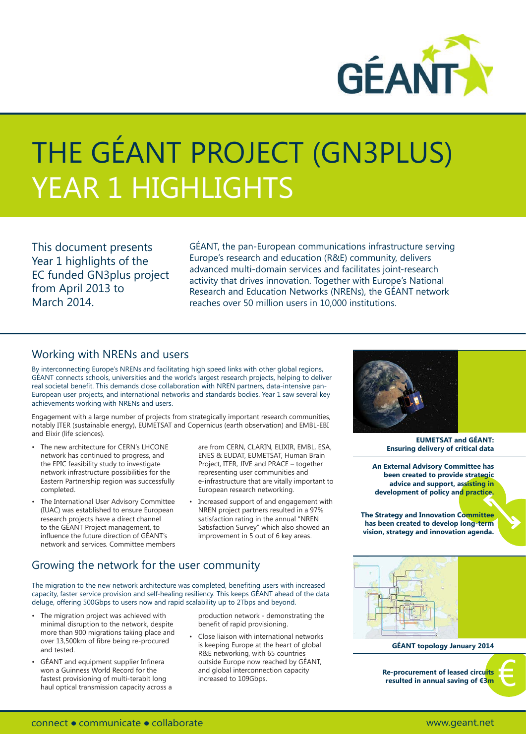# THE GÉANT PROJECT (GN3PLUS) YEAR 1 HIGHLIGHTS

This document presents Year 1 highlights of the EC funded GN3plus project from April 2013 to March 2014.

GÉANT, the pan-European communications infrastructure serving Europe's research and education (R&E) community, delivers advanced multi-domain services and facilitates joint-research activity that drives innovation. Together with Europe's National Research and Education Networks (NRENs), the GÉANT network reaches over 50 million users in 10,000 institutions.

## Working with NRENs and users

By interconnecting Europe's NRENs and facilitating high speed links with other global regions, GÉANT connects schools, universities and the world's largest research projects, helping to deliver real societal benefit. This demands close collaboration with NREN partners, data-intensive pan-European user projects, and international networks and standards bodies. Year 1 saw several key achievements working with NRENs and users.

Engagement with a large number of projects from strategically important research communities, notably ITER (sustainable energy), EUMETSAT and Copernicus (earth observation) and EMBL-EBI and Elixir (life sciences).

- The new architecture for CERN's LHCONE network has continued to progress, and the EPIC feasibility study to investigate network infrastructure possibilities for the Eastern Partnership region was successfully completed.
- The International User Advisory Committee (IUAC) was established to ensure European research projects have a direct channel to the GÉANT Project management, to influence the future direction of GÉANT's network and services. Committee members are from CERN, CLARIN, ELIXIR, EMBL, ESA, ENES & EUDAT, EUMETSAT, Human Brain Project, ITER, JIVE and PRACE – together representing user communities and e-infrastructure that are vitally important to European research networking.
- Increased support of and engagement with NREN project partners resulted in a 97% satisfaction rating in the annual "NREN Satisfaction Survey" which also showed an improvement in 5 out of 6 key areas.

**EUMETSAT and GÉANT: Ensuring delivery of critical data**

**An External Advisory Committee has been created to provide strategic advice and support, assisting in development of policy and practice.**

**The Strategy and Innovation Committee has been created to develop long-term vision, strategy and innovation agenda.**

## Growing the network for the user community

The migration to the new network architecture was completed, benefiting users with increased capacity, faster service provision and self-healing resiliency. This keeps GÉANT ahead of the data deluge, offering 500Gbps to users now and rapid scalability up to 2Tbps and beyond.

- The migration project was achieved with minimal disruption to the network, despite more than 900 migrations taking place and over 13,500km of fibre being re-procured and tested.
- GÉANT and equipment supplier Infinera won a Guinness World Record for the fastest provisioning of multi-terabit long haul optical transmission capacity across a production network - demonstrating the benefit of rapid provisioning.
- Close liaison with international networks is keeping Europe at the heart of global R&E networking, with 65 countries outside Europe now reached by GÉANT, and global interconnection capacity increased to 109Gbps.

**GÉANT topology January 2014**

**Re-procurement of leased circuits resulted in annual saving of €3m**

connect • communicate • collaborate

www.geant.net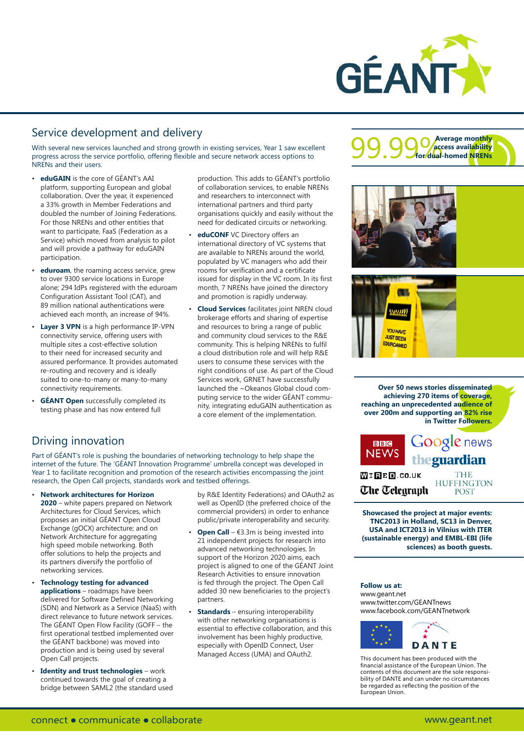## Service development and delivery

With several new services launched and strong growth in existing services, Year 1 saw excellent progress across the service portfolio, offering flexible and secure network access options to NRENs and their users.

- **eduGAIN** is the core of GÉANT's AAI platform, supporting European and global collaboration. Over the year, it experienced a 33% growth in Member Federations and doubled the number of Joining Federations. For those NRENs and other entities that want to participate, FaaS (Federation as a Service) which moved from analysis to pilot and will provide a pathway for eduGAIN participation.
- **eduroam**, the roaming access service, grew to over 9300 service locations in Europe alone; 294 IdPs registered with the eduroam Configuration Assistant Tool (CAT), and 89 million national authentications were achieved each month, an increase of 94%.
- **Layer 3 VPN** is a high performance IP-VPN connectivity service, offering users with multiple sites a cost-effective solution to their need for increased security and assured performance. It provides automated re-routing and recovery and is ideally suited to one-to-many or many-to-many connectivity requirements.
- **GÉANT Open** successfully completed its testing phase and has now entered full production. This adds to GÉANT's portfolio of collaboration services, to enable NRENs and researchers to interconnect with international partners and third party organisations quickly and easily without the need for dedicated circuits or networking.
- **eduCONF** VC Directory offers an international directory of VC systems that are available to NRENs around the world, populated by VC managers who add their rooms for verification and a certificate issued for display in the VC room. In its first month, 7 NRENs have joined the directory and promotion is rapidly underway.
- **Cloud Services** facilitates joint NREN cloud brokerage efforts and sharing of expertise and resources to bring a range of public and community cloud services to the R&E community. This is helping NRENs to fulfil a cloud distribution role and will help R&E users to consume these services with the right conditions of use. As part of the Cloud Services work, GRNET have successfully launched the ~Okeanos Global cloud computing service to the wider GÉANT community, integrating eduGAIN authentication as a core element of the implementation.

**99.99%** Average monthly access availability for dual-homed NRENs

## Driving innovation

Part of GÉANT's role is pushing the boundaries of networking technology to help shape the internet of the future. The 'GÉANT Innovation Programme' umbrella concept was developed in Year 1 to facilitate recognition and promotion of the research activities encompassing the joint research, the Open Call projects, standards work and testbed offerings.

- **Network architectures for Horizon 2020** – white papers prepared on Network Architectures for Cloud Services, which proposes an initial GÉANT Open Cloud Exchange (gOCX) architecture; and on Network Architecture for aggregating high speed mobile networking. Both offer solutions to help the projects and its partners diversify the portfolio of networking services.
- **Technology testing for advanced applications** – roadmaps have been delivered for Software Defined Networking (SDN) and Network as a Service (NaaS) with direct relevance to future network services. The GÉANT Open Flow Facility (GOFF – the first operational testbed implemented over the GÉANT backbone) was moved into production and is being used by several Open Call projects.
- **Identity and trust technologies** – work continued towards the goal of creating a bridge between SAML2 (the standard used by R&E Identity Federations) and OAuth2 as well as OpenID (the preferred choice of the commercial providers) in order to enhance public/private interoperability and security.
- **Open Call** – €3.3m is being invested into 21 independent projects for research into advanced networking technologies. In support of the Horizon 2020 aims, each project is aligned to one of the GÉANT Joint Research Activities to ensure innovation is fed through the project. The Open Call added 30 new beneficiaries to the project's partners.
- **Standards** – ensuring interoperability with other networking organisations is essential to effective collaboration, and this involvement has been highly productive, especially with OpenID Connect, User Managed Access (UMA) and OAuth2.

**Over 50 news stories disseminated achieving 270 items of coverage, reaching an unprecedented audience of over 200m and supporting an 82% rise in Twitter Followers.**

BBC NEWS, Google news, the guardian, WIRED.CO.UK, The Telegraph, THE HUFFINGTON POST

**Showcased the project at major events: TNC2013 in Holland, SC13 in Denver, USA and ICT2013 in Vilnius with ITER (sustainable energy) and EMBL-EBI (life sciences) as booth guests.**

**Follow us at:**
www.geant.net
www.twitter.com/GEANTnews
www.facebook.com/GEANTnetwork

This document has been produced with the financial assistance of the European Union. The contents of this document are the sole responsibility of DANTE and can under no circumstances be regarded as reflecting the position of the European Union.

connect • communicate • collaborate